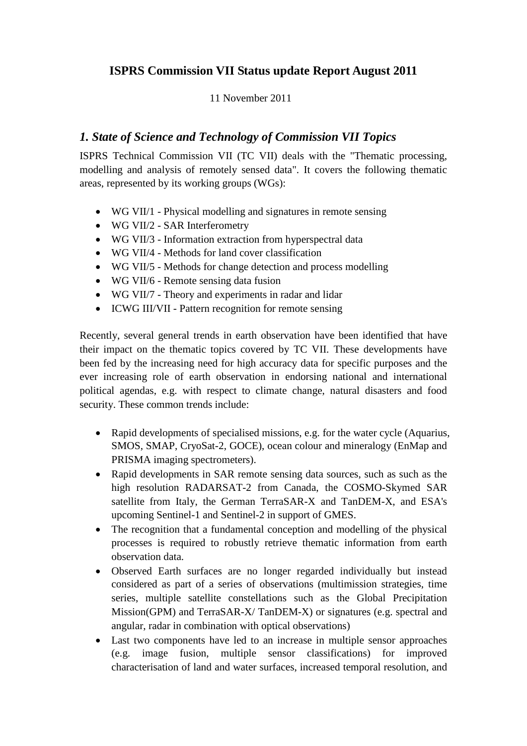# ISPRS Commission VII Status update Report August 2011

11 November 2011

## *1. State of Science and Technology of Commission VII Topics*

ISPRS Technical Commission VII (TC VII) deals with the "Thematic processing, modelling and analysis of remotely sensed data". It covers the following thematic areas, represented by its working groups (WGs):

- WG VII/1 - Physical modelling and signatures in remote sensing
- WG VII/2 - SAR Interferometry
- WG VII/3 - Information extraction from hyperspectral data
- WG VII/4 - Methods for land cover classification
- WG VII/5 - Methods for change detection and process modelling
- WG VII/6 - Remote sensing data fusion
- WG VII/7 - Theory and experiments in radar and lidar
- ICWG III/VII - Pattern recognition for remote sensing

Recently, several general trends in earth observation have been identified that have their impact on the thematic topics covered by TC VII. These developments have been fed by the increasing need for high accuracy data for specific purposes and the ever increasing role of earth observation in endorsing national and international political agendas, e.g. with respect to climate change, natural disasters and food security. These common trends include:

- Rapid developments of specialised missions, e.g. for the water cycle (Aquarius, SMOS, SMAP, CryoSat-2, GOCE), ocean colour and mineralogy (EnMap and PRISMA imaging spectrometers).
- Rapid developments in SAR remote sensing data sources, such as such as the high resolution RADARSAT-2 from Canada, the COSMO-Skymed SAR satellite from Italy, the German TerraSAR-X and TanDEM-X, and ESA's upcoming Sentinel-1 and Sentinel-2 in support of GMES.
- The recognition that a fundamental conception and modelling of the physical processes is required to robustly retrieve thematic information from earth observation data.
- Observed Earth surfaces are no longer regarded individually but instead considered as part of a series of observations (multimission strategies, time series, multiple satellite constellations such as the Global Precipitation Mission(GPM) and TerraSAR-X/ TanDEM-X) or signatures (e.g. spectral and angular, radar in combination with optical observations)
- Last two components have led to an increase in multiple sensor approaches (e.g. image fusion, multiple sensor classifications) for improved characterisation of land and water surfaces, increased temporal resolution, and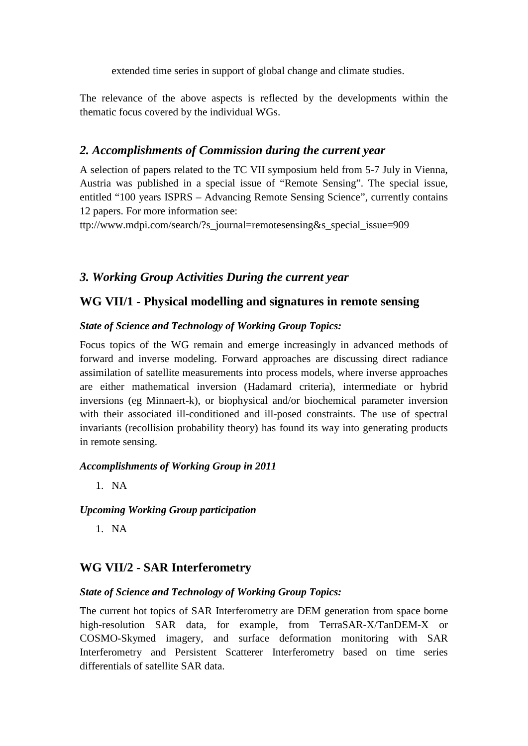extended time series in support of global change and climate studies.

The relevance of the above aspects is reflected by the developments within the thematic focus covered by the individual WGs.

## *2. Accomplishments of Commission during the current year*

A selection of papers related to the TC VII symposium held from 5-7 July in Vienna, Austria was published in a special issue of "Remote Sensing". The special issue, entitled "100 years ISPRS – Advancing Remote Sensing Science", currently contains 12 papers. For more information see:

ttp://www.mdpi.com/search/?s_journal=remotesensing&s_special_issue=909

## *3. Working Group Activities During the current year*

## WG VII/1 - Physical modelling and signatures in remote sensing

### *State of Science and Technology of Working Group Topics:*

Focus topics of the WG remain and emerge increasingly in advanced methods of forward and inverse modeling. Forward approaches are discussing direct radiance assimilation of satellite measurements into process models, where inverse approaches are either mathematical inversion (Hadamard criteria), intermediate or hybrid inversions (eg Minnaert-k), or biophysical and/or biochemical parameter inversion with their associated ill-conditioned and ill-posed constraints. The use of spectral invariants (recollision probability theory) has found its way into generating products in remote sensing.

### *Accomplishments of Working Group in 2011*

1. NA

### *Upcoming Working Group participation*

1. NA

## WG VII/2 - SAR Interferometry

### *State of Science and Technology of Working Group Topics:*

The current hot topics of SAR Interferometry are DEM generation from space borne high-resolution SAR data, for example, from TerraSAR-X/TanDEM-X or COSMO-Skymed imagery, and surface deformation monitoring with SAR Interferometry and Persistent Scatterer Interferometry based on time series differentials of satellite SAR data.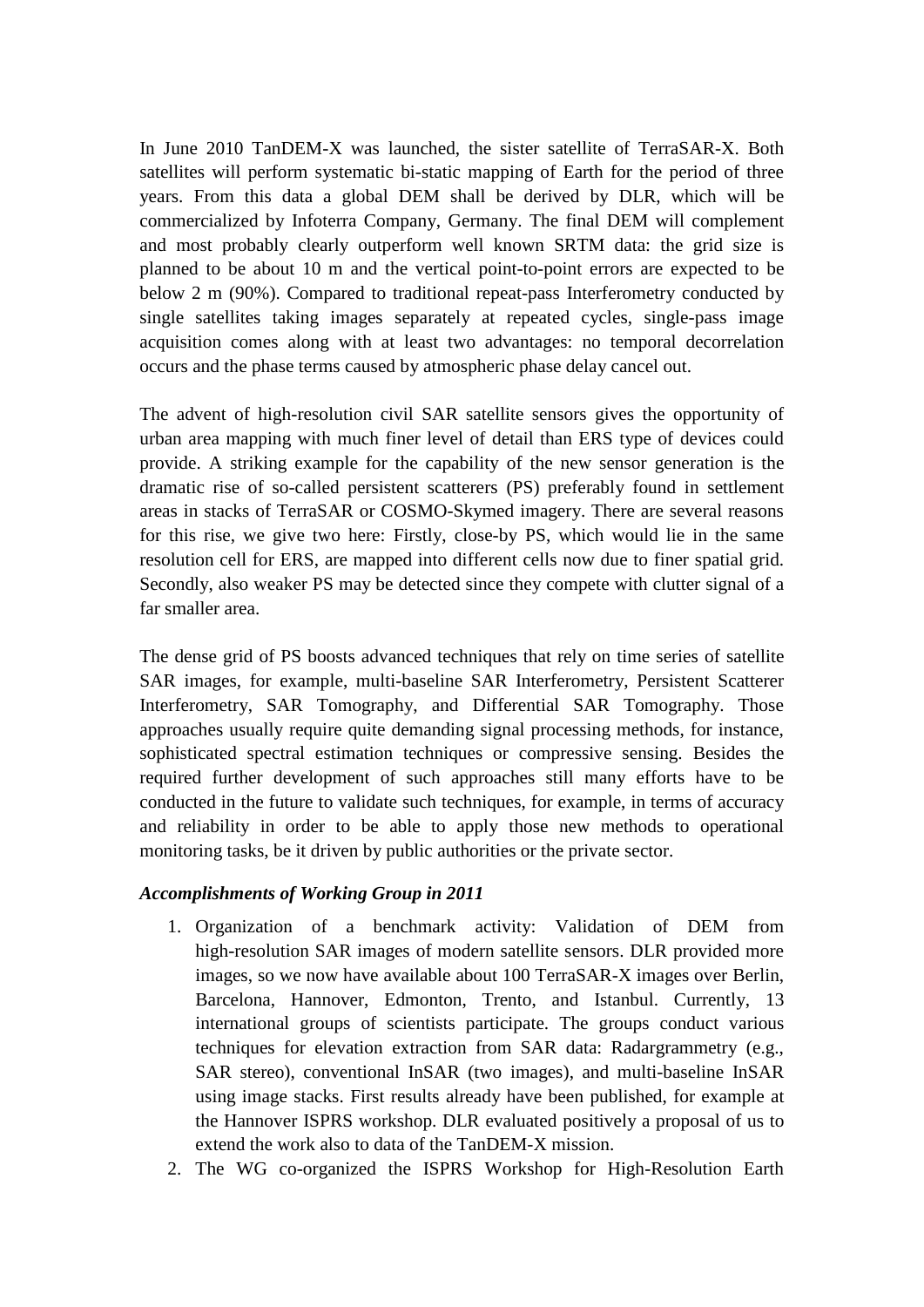In June 2010 TanDEM-X was launched, the sister satellite of TerraSAR-X. Both satellites will perform systematic bi-static mapping of Earth for the period of three years. From this data a global DEM shall be derived by DLR, which will be commercialized by Infoterra Company, Germany. The final DEM will complement and most probably clearly outperform well known SRTM data: the grid size is planned to be about 10 m and the vertical point-to-point errors are expected to be below 2 m (90%). Compared to traditional repeat-pass Interferometry conducted by single satellites taking images separately at repeated cycles, single-pass image acquisition comes along with at least two advantages: no temporal decorrelation occurs and the phase terms caused by atmospheric phase delay cancel out.

The advent of high-resolution civil SAR satellite sensors gives the opportunity of urban area mapping with much finer level of detail than ERS type of devices could provide. A striking example for the capability of the new sensor generation is the dramatic rise of so-called persistent scatterers (PS) preferably found in settlement areas in stacks of TerraSAR or COSMO-Skymed imagery. There are several reasons for this rise, we give two here: Firstly, close-by PS, which would lie in the same resolution cell for ERS, are mapped into different cells now due to finer spatial grid. Secondly, also weaker PS may be detected since they compete with clutter signal of a far smaller area.

The dense grid of PS boosts advanced techniques that rely on time series of satellite SAR images, for example, multi-baseline SAR Interferometry, Persistent Scatterer Interferometry, SAR Tomography, and Differential SAR Tomography. Those approaches usually require quite demanding signal processing methods, for instance, sophisticated spectral estimation techniques or compressive sensing. Besides the required further development of such approaches still many efforts have to be conducted in the future to validate such techniques, for example, in terms of accuracy and reliability in order to be able to apply those new methods to operational monitoring tasks, be it driven by public authorities or the private sector.

***Accomplishments of Working Group in 2011***

1. Organization of a benchmark activity: Validation of DEM from high-resolution SAR images of modern satellite sensors. DLR provided more images, so we now have available about 100 TerraSAR-X images over Berlin, Barcelona, Hannover, Edmonton, Trento, and Istanbul. Currently, 13 international groups of scientists participate. The groups conduct various techniques for elevation extraction from SAR data: Radargrammetry (e.g., SAR stereo), conventional InSAR (two images), and multi-baseline InSAR using image stacks. First results already have been published, for example at the Hannover ISPRS workshop. DLR evaluated positively a proposal of us to extend the work also to data of the TanDEM-X mission.
2. The WG co-organized the ISPRS Workshop for High-Resolution Earth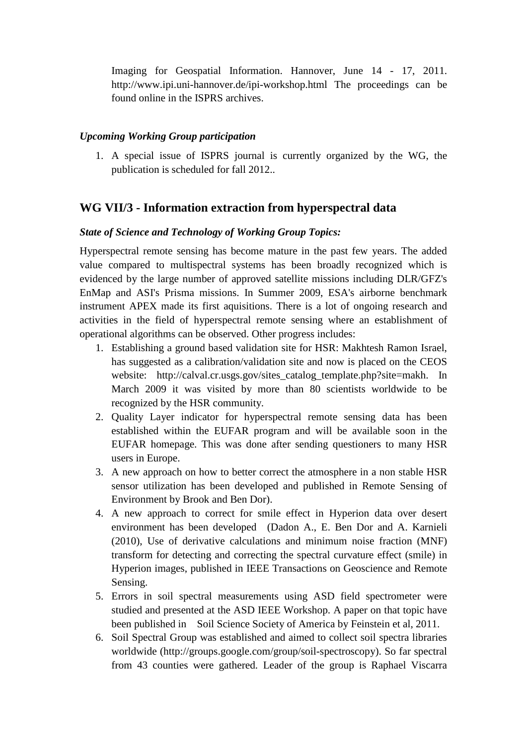Imaging for Geospatial Information. Hannover, June 14 - 17, 2011. http://www.ipi.uni-hannover.de/ipi-workshop.html The proceedings can be found online in the ISPRS archives.

***Upcoming Working Group participation***

1. A special issue of ISPRS journal is currently organized by the WG, the publication is scheduled for fall 2012..

## WG VII/3 - Information extraction from hyperspectral data

***State of Science and Technology of Working Group Topics:***

Hyperspectral remote sensing has become mature in the past few years. The added value compared to multispectral systems has been broadly recognized which is evidenced by the large number of approved satellite missions including DLR/GFZ's EnMap and ASI's Prisma missions. In Summer 2009, ESA's airborne benchmark instrument APEX made its first aquisitions. There is a lot of ongoing research and activities in the field of hyperspectral remote sensing where an establishment of operational algorithms can be observed. Other progress includes:

1. Establishing a ground based validation site for HSR: Makhtesh Ramon Israel, has suggested as a calibration/validation site and now is placed on the CEOS website: http://calval.cr.usgs.gov/sites_catalog_template.php?site=makh. In March 2009 it was visited by more than 80 scientists worldwide to be recognized by the HSR community.
2. Quality Layer indicator for hyperspectral remote sensing data has been established within the EUFAR program and will be available soon in the EUFAR homepage. This was done after sending questioners to many HSR users in Europe.
3. A new approach on how to better correct the atmosphere in a non stable HSR sensor utilization has been developed and published in Remote Sensing of Environment by Brook and Ben Dor).
4. A new approach to correct for smile effect in Hyperion data over desert environment has been developed (Dadon A., E. Ben Dor and A. Karnieli (2010), Use of derivative calculations and minimum noise fraction (MNF) transform for detecting and correcting the spectral curvature effect (smile) in Hyperion images, published in IEEE Transactions on Geoscience and Remote Sensing.
5. Errors in soil spectral measurements using ASD field spectrometer were studied and presented at the ASD IEEE Workshop. A paper on that topic have been published in Soil Science Society of America by Feinstein et al, 2011.
6. Soil Spectral Group was established and aimed to collect soil spectra libraries worldwide (http://groups.google.com/group/soil-spectroscopy). So far spectral from 43 counties were gathered. Leader of the group is Raphael Viscarra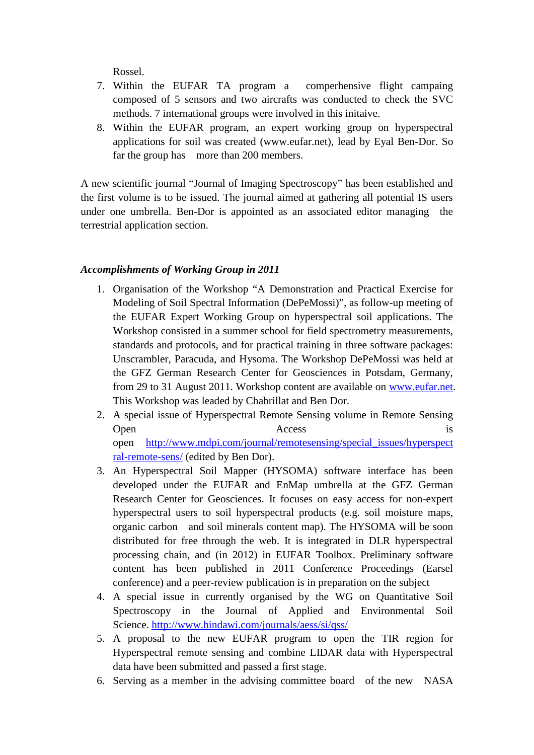Rossel.

7. Within the EUFAR TA program a comprehensive flight campaing composed of 5 sensors and two aircrafts was conducted to check the SVC methods. 7 international groups were involved in this initaive.
8. Within the EUFAR program, an expert working group on hyperspectral applications for soil was created (www.eufar.net), lead by Eyal Ben-Dor. So far the group has more than 200 members.

A new scientific journal "Journal of Imaging Spectroscopy" has been established and the first volume is to be issued. The journal aimed at gathering all potential IS users under one umbrella. Ben-Dor is appointed as an associated editor managing the terrestrial application section.

***Accomplishments of Working Group in 2011***

1. Organisation of the Workshop "A Demonstration and Practical Exercise for Modeling of Soil Spectral Information (DePeMossi)", as follow-up meeting of the EUFAR Expert Working Group on hyperspectral soil applications. The Workshop consisted in a summer school for field spectrometry measurements, standards and protocols, and for practical training in three software packages: Unscrambler, Paracuda, and Hysoma. The Workshop DePeMossi was held at the GFZ German Research Center for Geosciences in Potsdam, Germany, from 29 to 31 August 2011. Workshop content are available on www.eufar.net. This Workshop was leaded by Chabrillat and Ben Dor.
2. A special issue of Hyperspectral Remote Sensing volume in Remote Sensing Open Access is open http://www.mdpi.com/journal/remotesensing/special_issues/hyperspectral-remote-sens/ (edited by Ben Dor).
3. An Hyperspectral Soil Mapper (HYSOMA) software interface has been developed under the EUFAR and EnMap umbrella at the GFZ German Research Center for Geosciences. It focuses on easy access for non-expert hyperspectral users to soil hyperspectral products (e.g. soil moisture maps, organic carbon and soil minerals content map). The HYSOMA will be soon distributed for free through the web. It is integrated in DLR hyperspectral processing chain, and (in 2012) in EUFAR Toolbox. Preliminary software content has been published in 2011 Conference Proceedings (Earsel conference) and a peer-review publication is in preparation on the subject
4. A special issue in currently organised by the WG on Quantitative Soil Spectroscopy in the Journal of Applied and Environmental Soil Science. http://www.hindawi.com/journals/aess/si/qss/
5. A proposal to the new EUFAR program to open the TIR region for Hyperspectral remote sensing and combine LIDAR data with Hyperspectral data have been submitted and passed a first stage.
6. Serving as a member in the advising committee board of the new NASA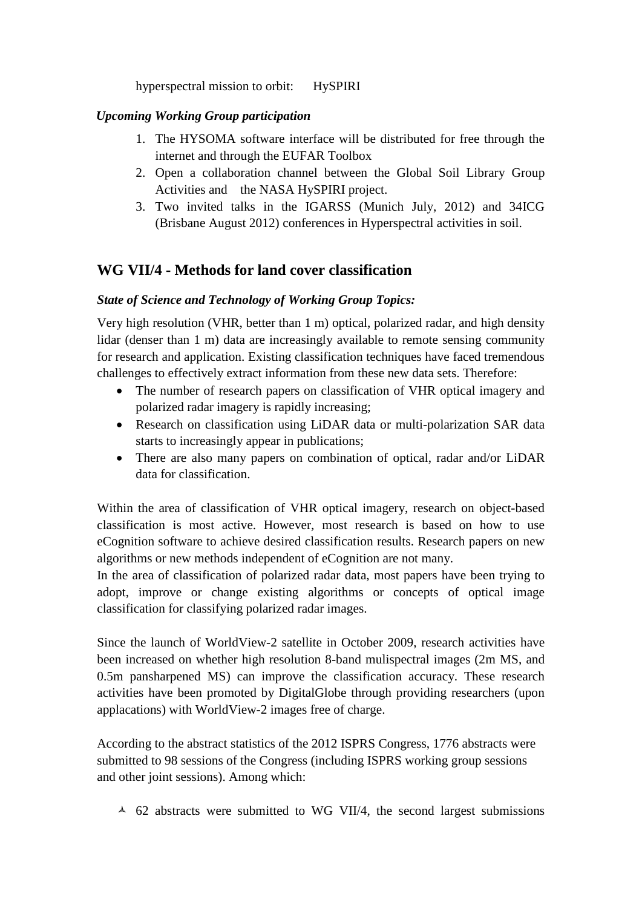hyperspectral mission to orbit: HySPIRI

***Upcoming Working Group participation***

1. The HYSOMA software interface will be distributed for free through the internet and through the EUFAR Toolbox
2. Open a collaboration channel between the Global Soil Library Group Activities and the NASA HySPIRI project.
3. Two invited talks in the IGARSS (Munich July, 2012) and 34ICG (Brisbane August 2012) conferences in Hyperspectral activities in soil.

## WG VII/4 - Methods for land cover classification

***State of Science and Technology of Working Group Topics:***

Very high resolution (VHR, better than 1 m) optical, polarized radar, and high density lidar (denser than 1 m) data are increasingly available to remote sensing community for research and application. Existing classification techniques have faced tremendous challenges to effectively extract information from these new data sets. Therefore:

- The number of research papers on classification of VHR optical imagery and polarized radar imagery is rapidly increasing;
- Research on classification using LiDAR data or multi-polarization SAR data starts to increasingly appear in publications;
- There are also many papers on combination of optical, radar and/or LiDAR data for classification.

Within the area of classification of VHR optical imagery, research on object-based classification is most active. However, most research is based on how to use eCognition software to achieve desired classification results. Research papers on new algorithms or new methods independent of eCognition are not many.
In the area of classification of polarized radar data, most papers have been trying to adopt, improve or change existing algorithms or concepts of optical image classification for classifying polarized radar images.

Since the launch of WorldView-2 satellite in October 2009, research activities have been increased on whether high resolution 8-band mulispectral images (2m MS, and 0.5m pansharpened MS) can improve the classification accuracy. These research activities have been promoted by DigitalGlobe through providing researchers (upon applacations) with WorldView-2 images free of charge.

According to the abstract statistics of the 2012 ISPRS Congress, 1776 abstracts were submitted to 98 sessions of the Congress (including ISPRS working group sessions and other joint sessions). Among which:

- 62 abstracts were submitted to WG VII/4, the second largest submissions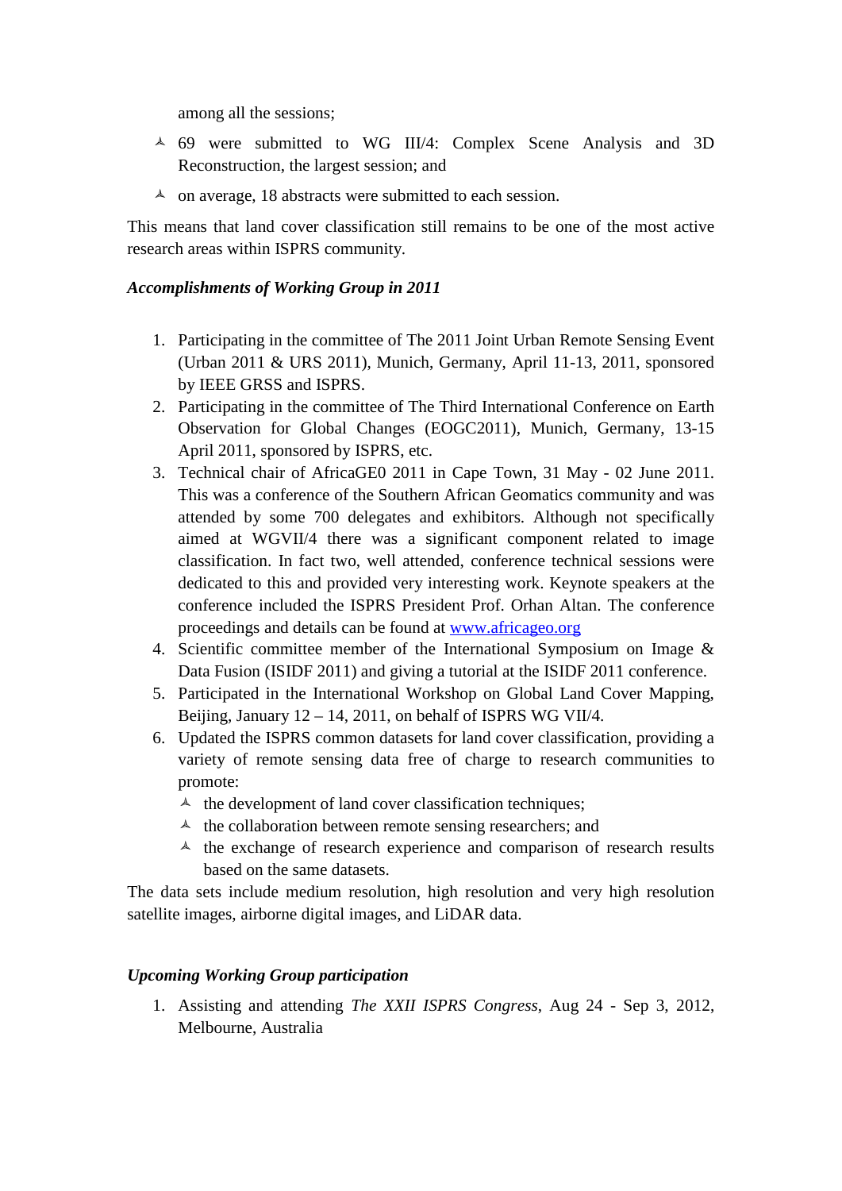among all the sessions;

- 69 were submitted to WG III/4: Complex Scene Analysis and 3D Reconstruction, the largest session; and
- on average, 18 abstracts were submitted to each session.

This means that land cover classification still remains to be one of the most active research areas within ISPRS community.

***Accomplishments of Working Group in 2011***

1. Participating in the committee of The 2011 Joint Urban Remote Sensing Event (Urban 2011 & URS 2011), Munich, Germany, April 11-13, 2011, sponsored by IEEE GRSS and ISPRS.
2. Participating in the committee of The Third International Conference on Earth Observation for Global Changes (EOGC2011), Munich, Germany, 13-15 April 2011, sponsored by ISPRS, etc.
3. Technical chair of AfricaGE0 2011 in Cape Town, 31 May - 02 June 2011. This was a conference of the Southern African Geomatics community and was attended by some 700 delegates and exhibitors. Although not specifically aimed at WGVII/4 there was a significant component related to image classification. In fact two, well attended, conference technical sessions were dedicated to this and provided very interesting work. Keynote speakers at the conference included the ISPRS President Prof. Orhan Altan. The conference proceedings and details can be found at [www.africageo.org](http://www.africageo.org)
4. Scientific committee member of the International Symposium on Image & Data Fusion (ISIDF 2011) and giving a tutorial at the ISIDF 2011 conference.
5. Participated in the International Workshop on Global Land Cover Mapping, Beijing, January 12 – 14, 2011, on behalf of ISPRS WG VII/4.
6. Updated the ISPRS common datasets for land cover classification, providing a variety of remote sensing data free of charge to research communities to promote:
   - the development of land cover classification techniques;
   - the collaboration between remote sensing researchers; and
   - the exchange of research experience and comparison of research results based on the same datasets.

The data sets include medium resolution, high resolution and very high resolution satellite images, airborne digital images, and LiDAR data.

***Upcoming Working Group participation***

1. Assisting and attending *The XXII ISPRS Congress*, Aug 24 - Sep 3, 2012, Melbourne, Australia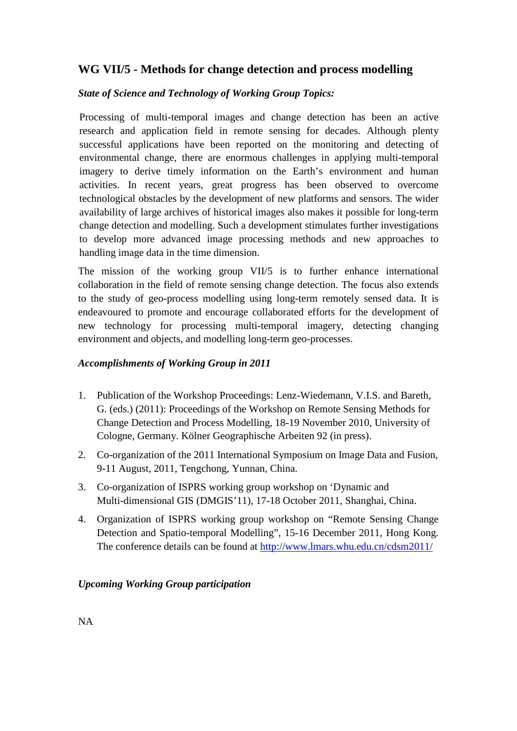## WG VII/5 - Methods for change detection and process modelling

***State of Science and Technology of Working Group Topics:***

Processing of multi-temporal images and change detection has been an active research and application field in remote sensing for decades. Although plenty successful applications have been reported on the monitoring and detecting of environmental change, there are enormous challenges in applying multi-temporal imagery to derive timely information on the Earth's environment and human activities. In recent years, great progress has been observed to overcome technological obstacles by the development of new platforms and sensors. The wider availability of large archives of historical images also makes it possible for long-term change detection and modelling. Such a development stimulates further investigations to develop more advanced image processing methods and new approaches to handling image data in the time dimension.

The mission of the working group VII/5 is to further enhance international collaboration in the field of remote sensing change detection. The focus also extends to the study of geo-process modelling using long-term remotely sensed data. It is endeavoured to promote and encourage collaborated efforts for the development of new technology for processing multi-temporal imagery, detecting changing environment and objects, and modelling long-term geo-processes.

***Accomplishments of Working Group in 2011***

1. Publication of the Workshop Proceedings: Lenz-Wiedemann, V.I.S. and Bareth, G. (eds.) (2011): Proceedings of the Workshop on Remote Sensing Methods for Change Detection and Process Modelling, 18-19 November 2010, University of Cologne, Germany. Kölner Geographische Arbeiten 92 (in press).
2. Co-organization of the 2011 International Symposium on Image Data and Fusion, 9-11 August, 2011, Tengchong, Yunnan, China.
3. Co-organization of ISPRS working group workshop on 'Dynamic and Multi-dimensional GIS (DMGIS'11), 17-18 October 2011, Shanghai, China.
4. Organization of ISPRS working group workshop on "Remote Sensing Change Detection and Spatio-temporal Modelling", 15-16 December 2011, Hong Kong. The conference details can be found at http://www.lmars.whu.edu.cn/cdsm2011/

***Upcoming Working Group participation***

NA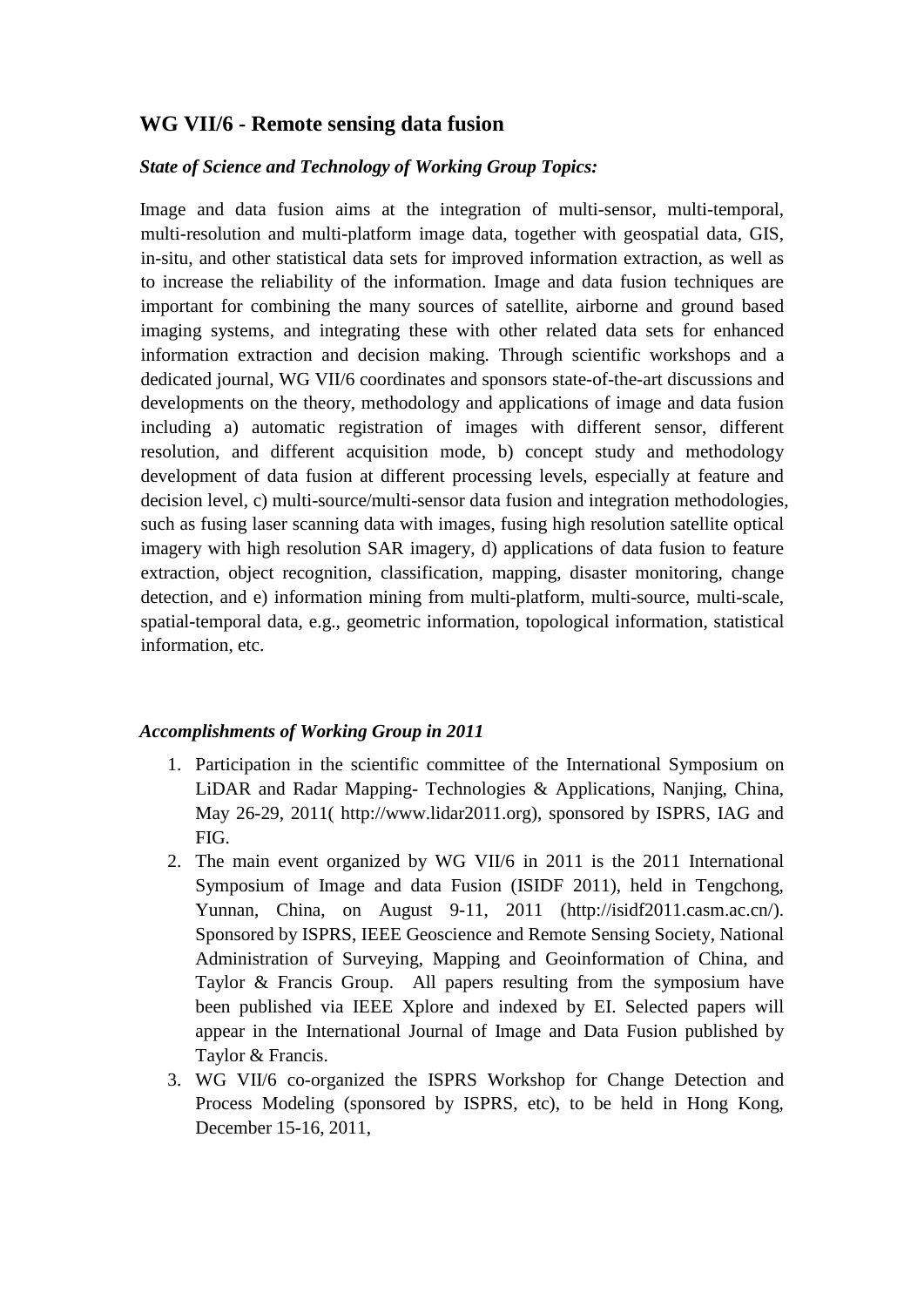## WG VII/6 - Remote sensing data fusion

***State of Science and Technology of Working Group Topics:***

Image and data fusion aims at the integration of multi-sensor, multi-temporal, multi-resolution and multi-platform image data, together with geospatial data, GIS, in-situ, and other statistical data sets for improved information extraction, as well as to increase the reliability of the information. Image and data fusion techniques are important for combining the many sources of satellite, airborne and ground based imaging systems, and integrating these with other related data sets for enhanced information extraction and decision making. Through scientific workshops and a dedicated journal, WG VII/6 coordinates and sponsors state-of-the-art discussions and developments on the theory, methodology and applications of image and data fusion including a) automatic registration of images with different sensor, different resolution, and different acquisition mode, b) concept study and methodology development of data fusion at different processing levels, especially at feature and decision level, c) multi-source/multi-sensor data fusion and integration methodologies, such as fusing laser scanning data with images, fusing high resolution satellite optical imagery with high resolution SAR imagery, d) applications of data fusion to feature extraction, object recognition, classification, mapping, disaster monitoring, change detection, and e) information mining from multi-platform, multi-source, multi-scale, spatial-temporal data, e.g., geometric information, topological information, statistical information, etc.

***Accomplishments of Working Group in 2011***

1. Participation in the scientific committee of the International Symposium on LiDAR and Radar Mapping- Technologies & Applications, Nanjing, China, May 26-29, 2011( http://www.lidar2011.org), sponsored by ISPRS, IAG and FIG.
2. The main event organized by WG VII/6 in 2011 is the 2011 International Symposium of Image and data Fusion (ISIDF 2011), held in Tengchong, Yunnan, China, on August 9-11, 2011 (http://isidf2011.casm.ac.cn/). Sponsored by ISPRS, IEEE Geoscience and Remote Sensing Society, National Administration of Surveying, Mapping and Geoinformation of China, and Taylor & Francis Group. All papers resulting from the symposium have been published via IEEE Xplore and indexed by EI. Selected papers will appear in the International Journal of Image and Data Fusion published by Taylor & Francis.
3. WG VII/6 co-organized the ISPRS Workshop for Change Detection and Process Modeling (sponsored by ISPRS, etc), to be held in Hong Kong, December 15-16, 2011,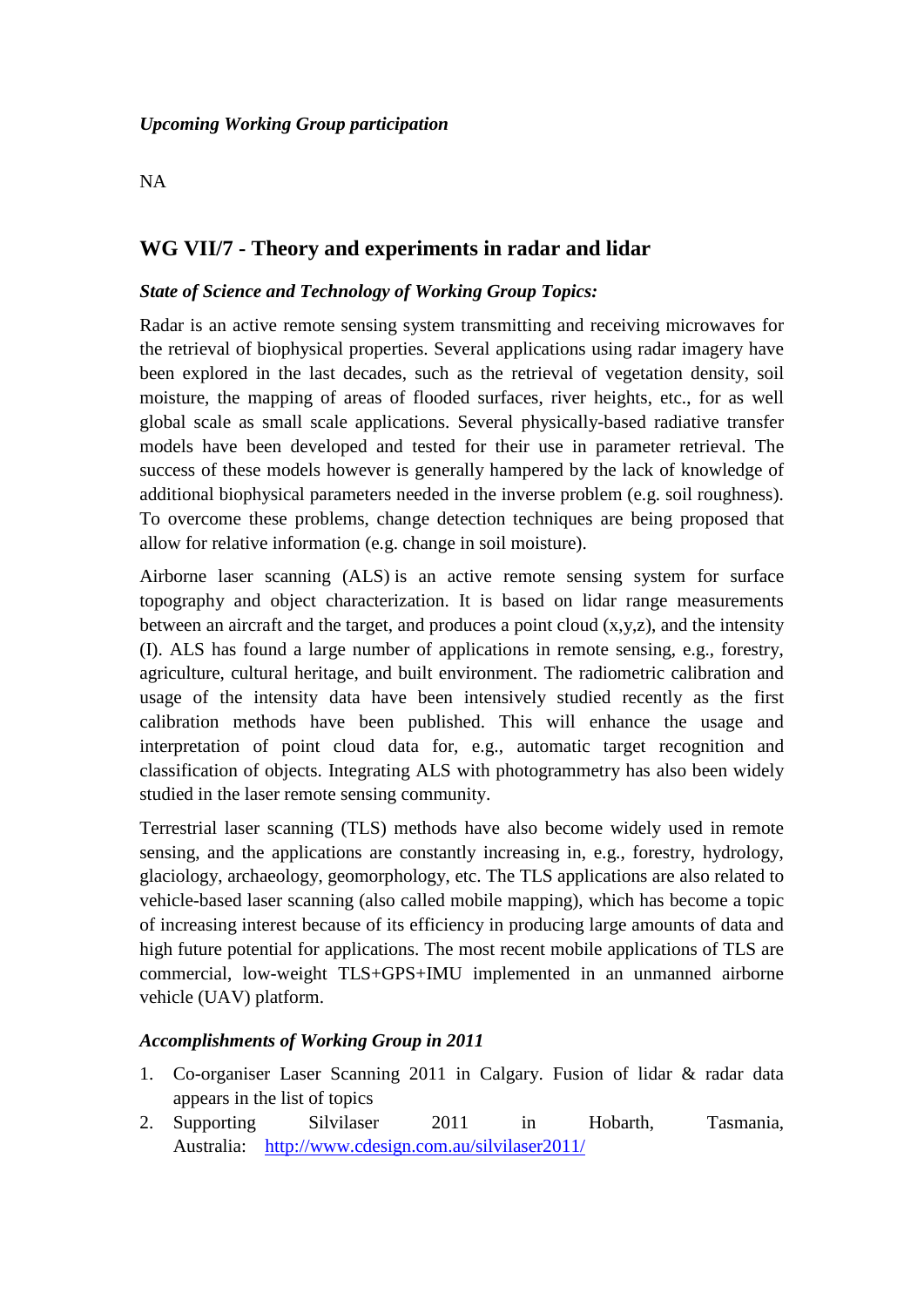*Upcoming Working Group participation*

NA

## WG VII/7 - Theory and experiments in radar and lidar

***State of Science and Technology of Working Group Topics:***

Radar is an active remote sensing system transmitting and receiving microwaves for the retrieval of biophysical properties. Several applications using radar imagery have been explored in the last decades, such as the retrieval of vegetation density, soil moisture, the mapping of areas of flooded surfaces, river heights, etc., for as well global scale as small scale applications. Several physically-based radiative transfer models have been developed and tested for their use in parameter retrieval. The success of these models however is generally hampered by the lack of knowledge of additional biophysical parameters needed in the inverse problem (e.g. soil roughness). To overcome these problems, change detection techniques are being proposed that allow for relative information (e.g. change in soil moisture).

Airborne laser scanning (ALS) is an active remote sensing system for surface topography and object characterization. It is based on lidar range measurements between an aircraft and the target, and produces a point cloud (x,y,z), and the intensity (I). ALS has found a large number of applications in remote sensing, e.g., forestry, agriculture, cultural heritage, and built environment. The radiometric calibration and usage of the intensity data have been intensively studied recently as the first calibration methods have been published. This will enhance the usage and interpretation of point cloud data for, e.g., automatic target recognition and classification of objects. Integrating ALS with photogrammetry has also been widely studied in the laser remote sensing community.

Terrestrial laser scanning (TLS) methods have also become widely used in remote sensing, and the applications are constantly increasing in, e.g., forestry, hydrology, glaciology, archaeology, geomorphology, etc. The TLS applications are also related to vehicle-based laser scanning (also called mobile mapping), which has become a topic of increasing interest because of its efficiency in producing large amounts of data and high future potential for applications. The most recent mobile applications of TLS are commercial, low-weight TLS+GPS+IMU implemented in an unmanned airborne vehicle (UAV) platform.

***Accomplishments of Working Group in 2011***

1. Co-organiser Laser Scanning 2011 in Calgary. Fusion of lidar & radar data appears in the list of topics
2. Supporting Silvilaser 2011 in Hobarth, Tasmania, Australia: http://www.cdesign.com.au/silvilaser2011/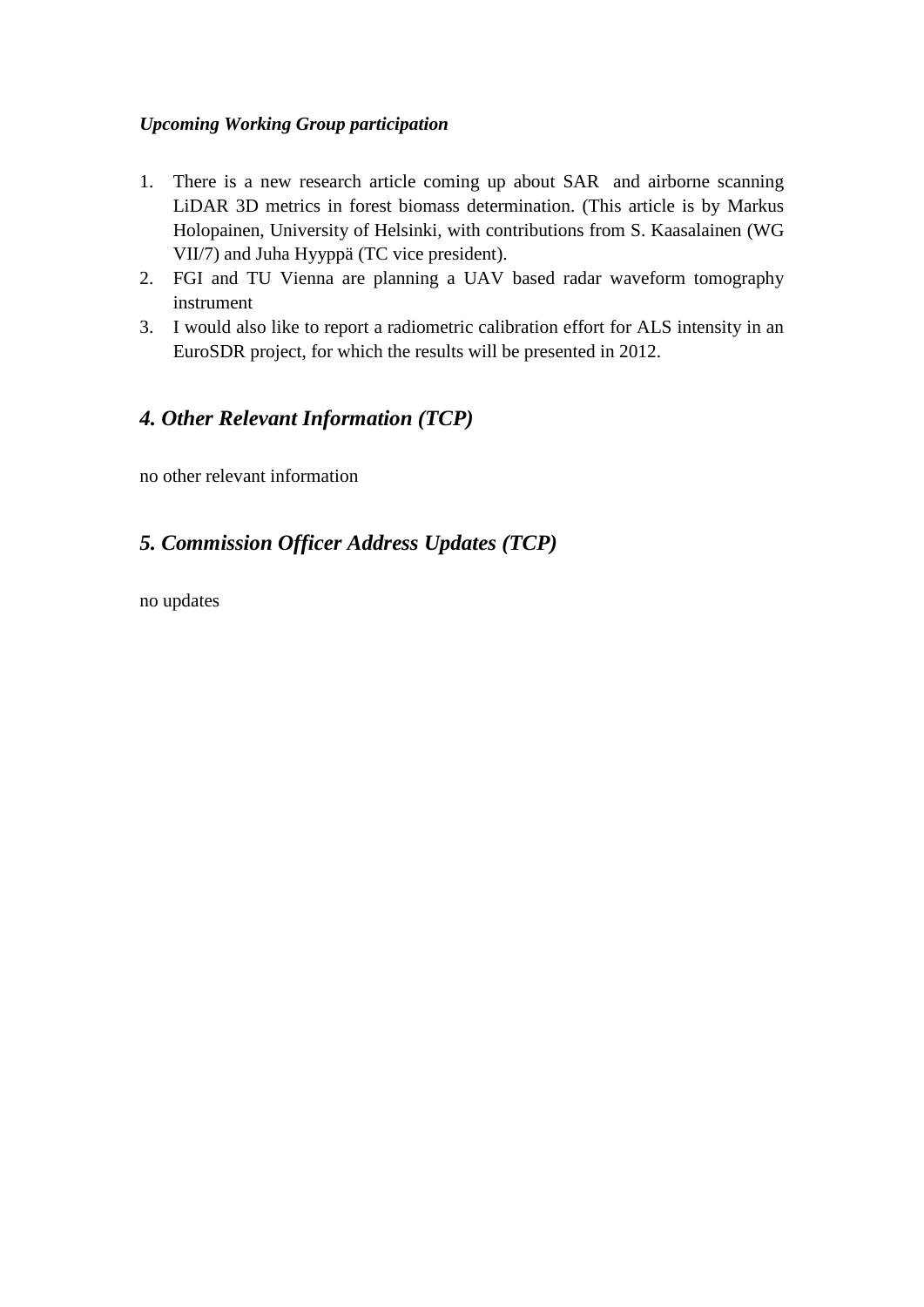***Upcoming Working Group participation***

1. There is a new research article coming up about SAR and airborne scanning LiDAR 3D metrics in forest biomass determination. (This article is by Markus Holopainen, University of Helsinki, with contributions from S. Kaasalainen (WG VII/7) and Juha Hyyppä (TC vice president).
2. FGI and TU Vienna are planning a UAV based radar waveform tomography instrument
3. I would also like to report a radiometric calibration effort for ALS intensity in an EuroSDR project, for which the results will be presented in 2012.

## *4. Other Relevant Information (TCP)*

no other relevant information

## *5. Commission Officer Address Updates (TCP)*

no updates